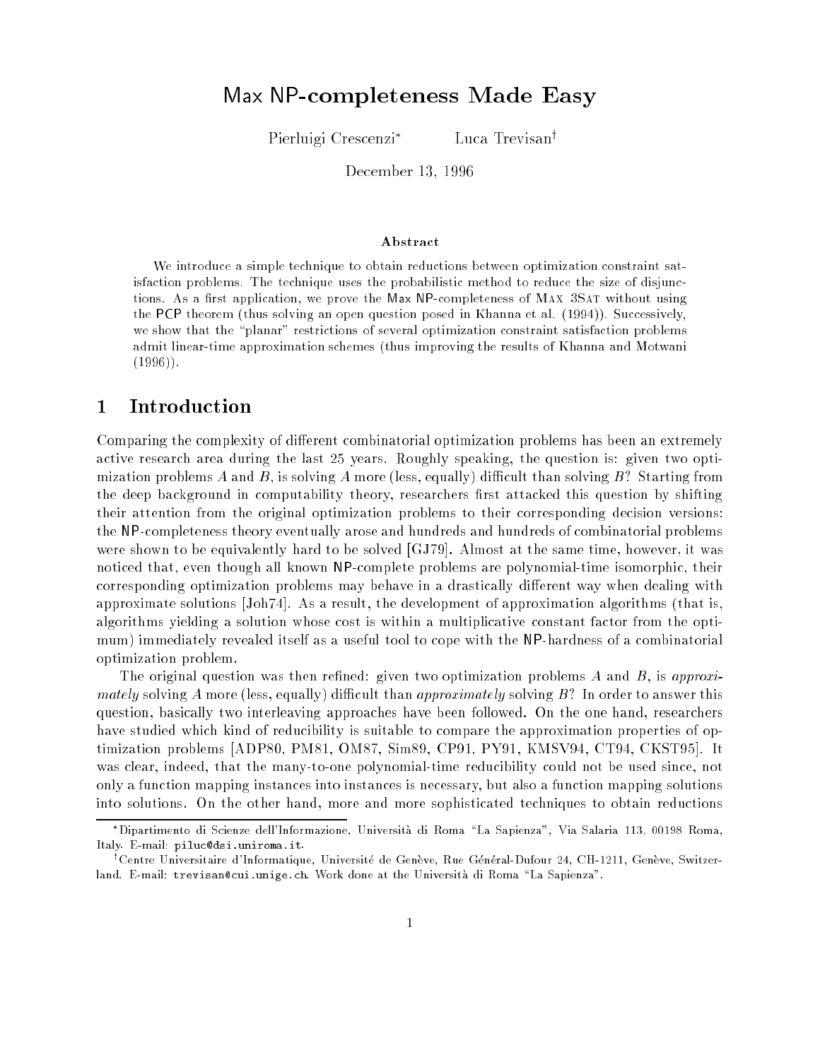# Max NP-completeness Made Easy

Pierluigi Crescenzi[*] Luca Trevisan[†]

December 13, 1996

**Abstract**

We introduce a simple technique to obtain reductions between optimization constraint satisfaction problems. The technique uses the probabilistic method to reduce the size of disjunctions. As a first application, we prove the Max NP-completeness of Max 3Sat without using the PCP theorem (thus solving an open question posed in Khanna et al. (1994)). Successively, we show that the "planar" restrictions of several optimization constraint satisfaction problems admit linear-time approximation schemes (thus improving the results of Khanna and Motwani (1996)).

## 1 Introduction

Comparing the complexity of different combinatorial optimization problems has been an extremely active research area during the last 25 years. Roughly speaking, the question is: given two optimization problems $A$ and $B$, is solving $A$ more (less, equally) difficult than solving $B$? Starting from the deep background in computability theory, researchers first attacked this question by shifting their attention from the original optimization problems to their corresponding decision versions: the NP-completeness theory eventually arose and hundreds and hundreds of combinatorial problems were shown to be equivalently hard to be solved [GJ79]. Almost at the same time, however, it was noticed that, even though all known NP-complete problems are polynomial-time isomorphic, their corresponding optimization problems may behave in a drastically different way when dealing with approximate solutions [Joh74]. As a result, the development of approximation algorithms (that is, algorithms yielding a solution whose cost is within a multiplicative constant factor from the optimum) immediately revealed itself as a useful tool to cope with the NP-hardness of a combinatorial optimization problem.

The original question was then refined: given two optimization problems $A$ and $B$, is *approximately* solving $A$ more (less, equally) difficult than *approximately* solving $B$? In order to answer this question, basically two interleaving approaches have been followed. On the one hand, researchers have studied which kind of reducibility is suitable to compare the approximation properties of optimization problems [ADP80, PM81, OM87, Sim89, CP91, PY91, KMSV94, CT94, CKST95]. It was clear, indeed, that the many-to-one polynomial-time reducibility could not be used since, not only a function mapping instances into instances is necessary, but also a function mapping solutions into solutions. On the other hand, more and more sophisticated techniques to obtain reductions

[*] Dipartimento di Scienze dell'Informazione, Università di Roma "La Sapienza", Via Salaria 113, 00198 Roma, Italy. E-mail: piluc@dsi.uniroma.it.

[†] Centre Universitaire d'Informatique, Université de Genève, Rue Général-Dufour 24, CH-1211, Genève, Switzerland. E-mail: trevisan@cui.unige.ch. Work done at the Università di Roma "La Sapienza".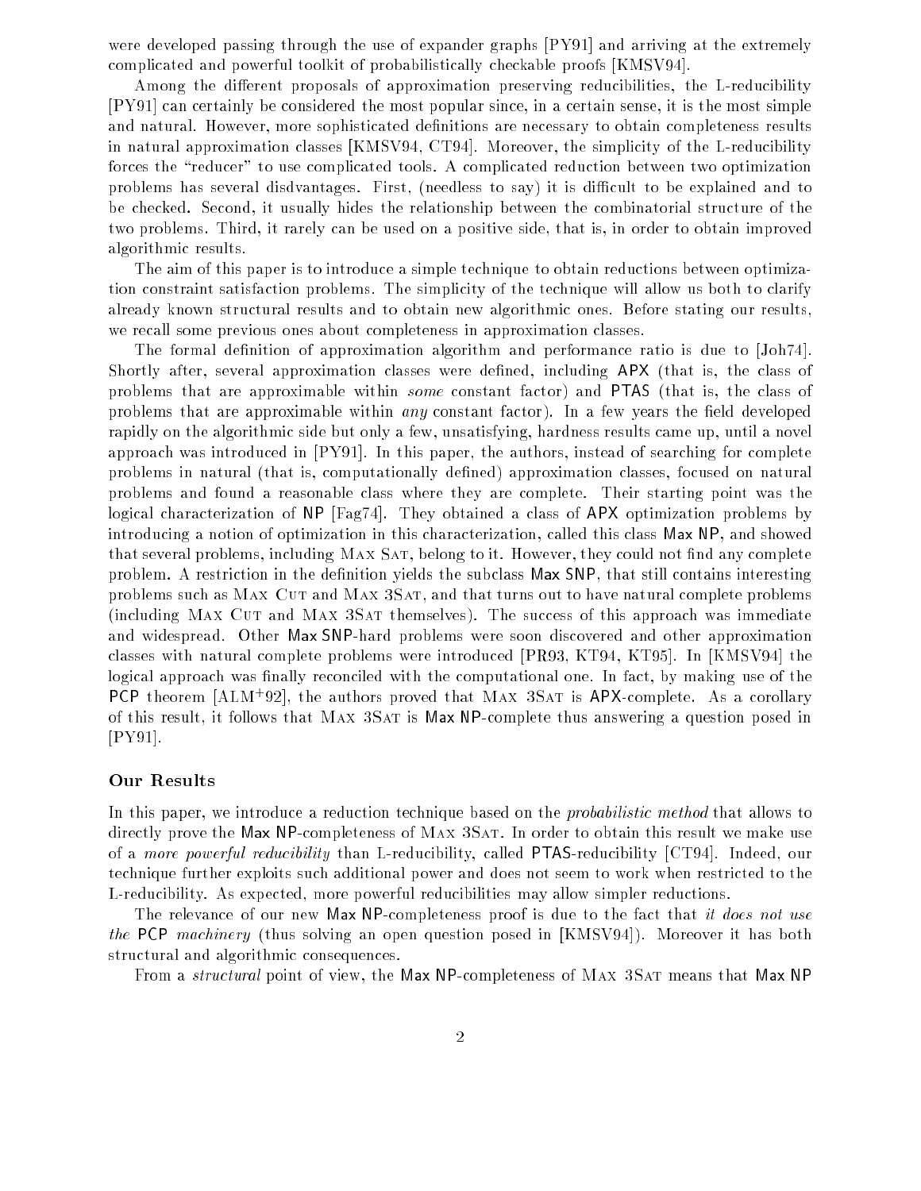were developed passing through the use of expander graphs [PY91] and arriving at the extremely complicated and powerful toolkit of probabilistically checkable proofs [KMSV94].

Among the different proposals of approximation preserving reducibilities, the L-reducibility [PY91] can certainly be considered the most popular since, in a certain sense, it is the most simple and natural. However, more sophisticated definitions are necessary to obtain completeness results in natural approximation classes [KMSV94, CT94]. Moreover, the simplicity of the L-reducibility forces the "reducer" to use complicated tools. A complicated reduction between two optimization problems has several disdvantages. First, (needless to say) it is difficult to be explained and to be checked. Second, it usually hides the relationship between the combinatorial structure of the two problems. Third, it rarely can be used on a positive side, that is, in order to obtain improved algorithmic results.

The aim of this paper is to introduce a simple technique to obtain reductions between optimization constraint satisfaction problems. The simplicity of the technique will allow us both to clarify already known structural results and to obtain new algorithmic ones. Before stating our results, we recall some previous ones about completeness in approximation classes.

The formal definition of approximation algorithm and performance ratio is due to [Joh74]. Shortly after, several approximation classes were defined, including APX (that is, the class of problems that are approximable within *some* constant factor) and PTAS (that is, the class of problems that are approximable within *any* constant factor). In a few years the field developed rapidly on the algorithmic side but only a few, unsatisfying, hardness results came up, until a novel approach was introduced in [PY91]. In this paper, the authors, instead of searching for complete problems in natural (that is, computationally defined) approximation classes, focused on natural problems and found a reasonable class where they are complete. Their starting point was the logical characterization of NP [Fag74]. They obtained a class of APX optimization problems by introducing a notion of optimization in this characterization, called this class Max NP, and showed that several problems, including Max Sat, belong to it. However, they could not find any complete problem. A restriction in the definition yields the subclass Max SNP, that still contains interesting problems such as Max Cut and Max 3Sat, and that turns out to have natural complete problems (including Max Cut and Max 3Sat themselves). The success of this approach was immediate and widespread. Other Max SNP-hard problems were soon discovered and other approximation classes with natural complete problems were introduced [PR93, KT94, KT95]. In [KMSV94] the logical approach was finally reconciled with the computational one. In fact, by making use of the PCP theorem [ALM+92], the authors proved that Max 3Sat is APX-complete. As a corollary of this result, it follows that Max 3Sat is Max NP-complete thus answering a question posed in [PY91].

### Our Results

In this paper, we introduce a reduction technique based on the *probabilistic method* that allows to directly prove the Max NP-completeness of Max 3Sat. In order to obtain this result we make use of a *more powerful reducibility* than L-reducibility, called PTAS-reducibility [CT94]. Indeed, our technique further exploits such additional power and does not seem to work when restricted to the L-reducibility. As expected, more powerful reducibilities may allow simpler reductions.

The relevance of our new Max NP-completeness proof is due to the fact that *it does not use the* PCP *machinery* (thus solving an open question posed in [KMSV94]). Moreover it has both structural and algorithmic consequences.

From a *structural* point of view, the Max NP-completeness of Max 3Sat means that Max NP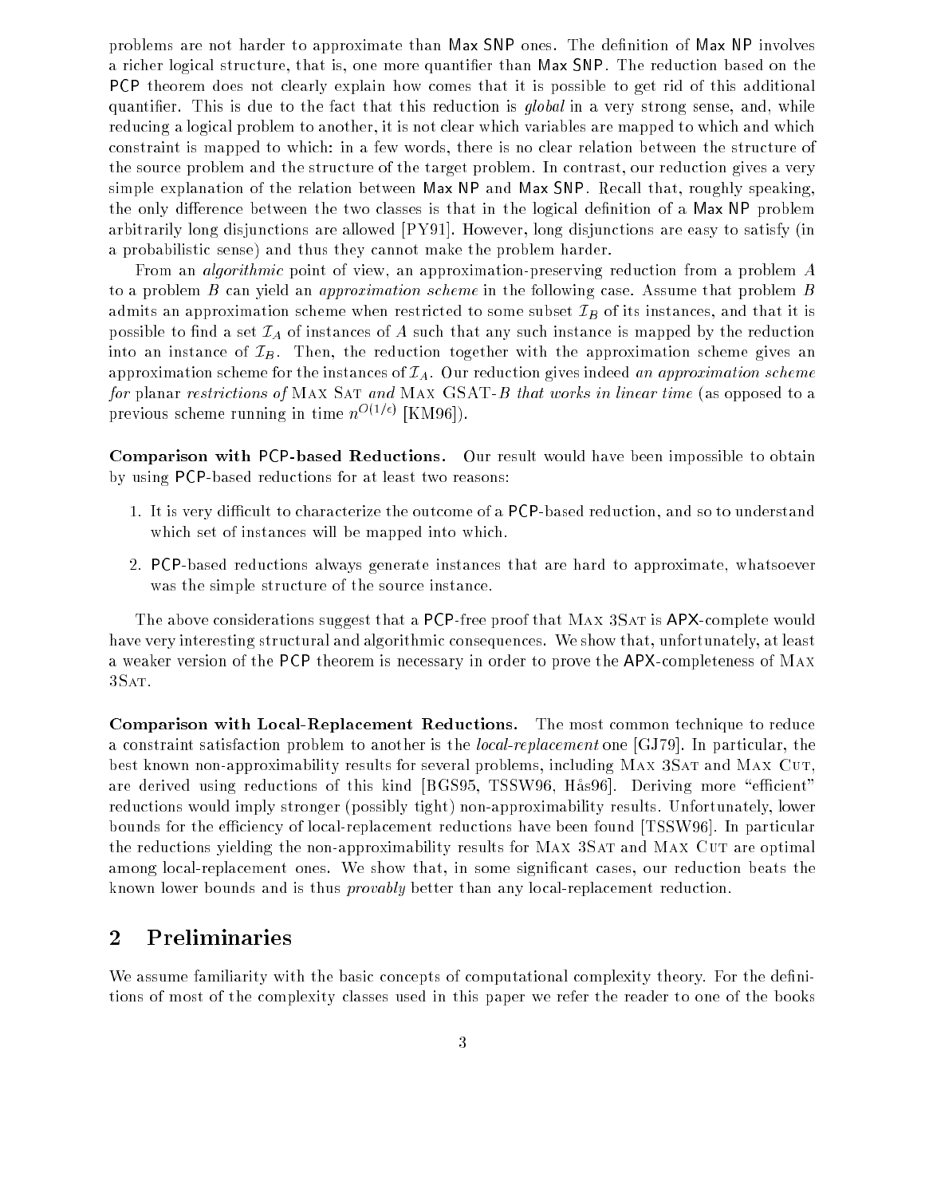problems are not harder to approximate than Max SNP ones. The definition of Max NP involves a richer logical structure, that is, one more quantifier than Max SNP. The reduction based on the PCP theorem does not clearly explain how comes that it is possible to get rid of this additional quantifier. This is due to the fact that this reduction is *global* in a very strong sense, and, while reducing a logical problem to another, it is not clear which variables are mapped to which and which constraint is mapped to which: in a few words, there is no clear relation between the structure of the source problem and the structure of the target problem. In contrast, our reduction gives a very simple explanation of the relation between Max NP and Max SNP. Recall that, roughly speaking, the only difference between the two classes is that in the logical definition of a Max NP problem arbitrarily long disjunctions are allowed [PY91]. However, long disjunctions are easy to satisfy (in a probabilistic sense) and thus they cannot make the problem harder.

From an *algorithmic* point of view, an approximation-preserving reduction from a problem $A$ to a problem $B$ can yield an *approximation scheme* in the following case. Assume that problem $B$ admits an approximation scheme when restricted to some subset $\mathcal{I}_B$ of its instances, and that it is possible to find a set $\mathcal{I}_A$ of instances of $A$ such that any such instance is mapped by the reduction into an instance of $\mathcal{I}_B$. Then, the reduction together with the approximation scheme gives an approximation scheme for the instances of $\mathcal{I}_A$. Our reduction gives indeed *an approximation scheme for* planar *restrictions of* Max Sat *and* Max GSAT-$B$ *that works in linear time* (as opposed to a previous scheme running in time $n^{O(1/\epsilon)}$ [KM96]).

**Comparison with PCP-based Reductions.** Our result would have been impossible to obtain by using PCP-based reductions for at least two reasons:

1. It is very difficult to characterize the outcome of a PCP-based reduction, and so to understand which set of instances will be mapped into which.
2. PCP-based reductions always generate instances that are hard to approximate, whatsoever was the simple structure of the source instance.

The above considerations suggest that a PCP-free proof that Max 3Sat is APX-complete would have very interesting structural and algorithmic consequences. We show that, unfortunately, at least a weaker version of the PCP theorem is necessary in order to prove the APX-completeness of Max 3Sat.

**Comparison with Local-Replacement Reductions.** The most common technique to reduce a constraint satisfaction problem to another is the *local-replacement* one [GJ79]. In particular, the best known non-approximability results for several problems, including Max 3Sat and Max Cut, are derived using reductions of this kind [BGS95, TSSW96, Hås96]. Deriving more "efficient" reductions would imply stronger (possibly tight) non-approximability results. Unfortunately, lower bounds for the efficiency of local-replacement reductions have been found [TSSW96]. In particular the reductions yielding the non-approximability results for Max 3Sat and Max Cut are optimal among local-replacement ones. We show that, in some significant cases, our reduction beats the known lower bounds and is thus *provably* better than any local-replacement reduction.

## 2 Preliminaries

We assume familiarity with the basic concepts of computational complexity theory. For the definitions of most of the complexity classes used in this paper we refer the reader to one of the books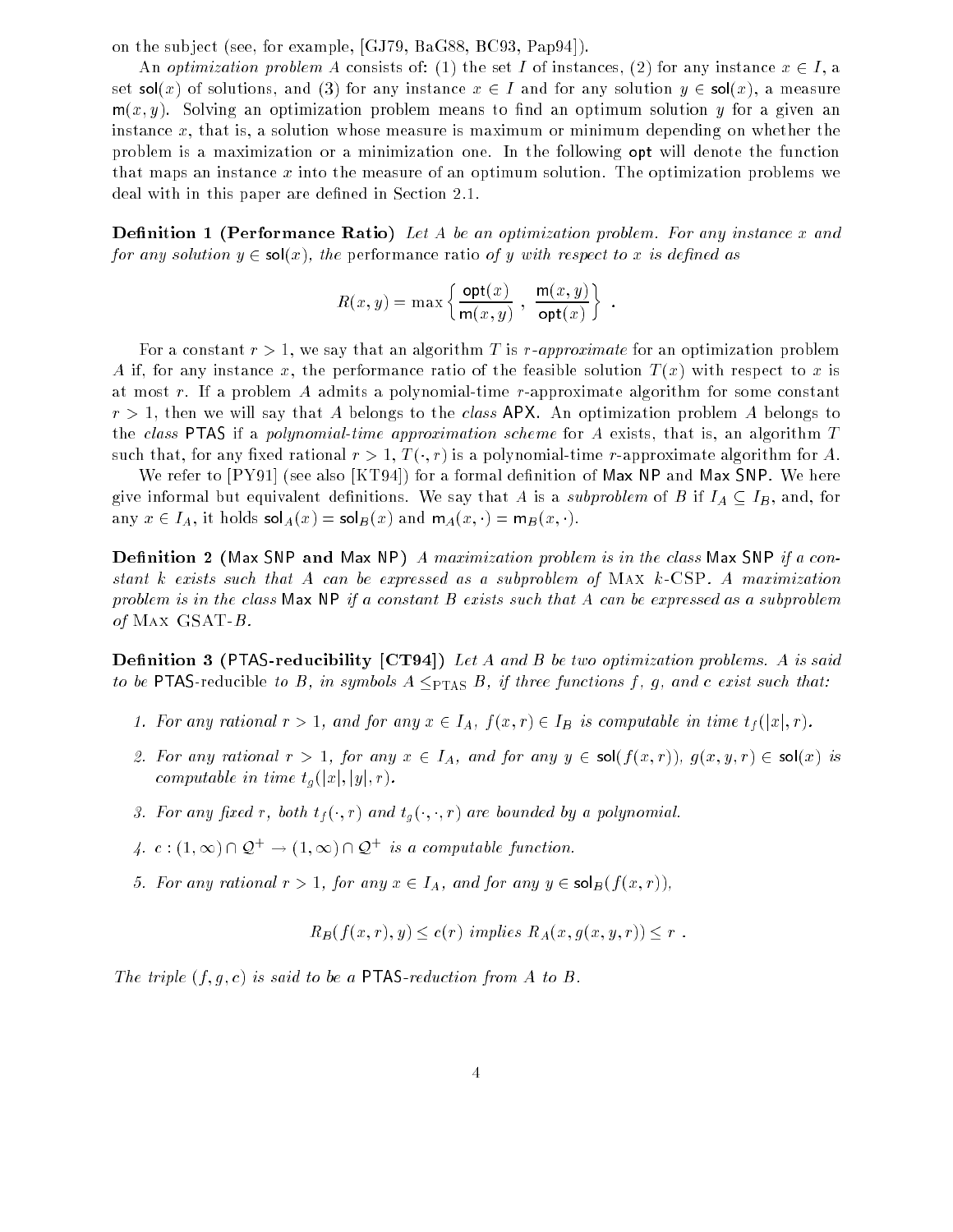on the subject (see, for example, [GJ79, BaG88, BC93, Pap94]).

An *optimization problem* $A$ consists of: (1) the set $I$ of instances, (2) for any instance $x \in I$, a set $\mathsf{sol}(x)$ of solutions, and (3) for any instance $x \in I$ and for any solution $y \in \mathsf{sol}(x)$, a measure $\mathsf{m}(x, y)$. Solving an optimization problem means to find an optimum solution $y$ for a given an instance $x$, that is, a solution whose measure is maximum or minimum depending on whether the problem is a maximization or a minimization one. In the following $\mathsf{opt}$ will denote the function that maps an instance $x$ into the measure of an optimum solution. The optimization problems we deal with in this paper are defined in Section 2.1.

**Definition 1 (Performance Ratio)** *Let $A$ be an optimization problem. For any instance $x$ and for any solution $y \in \mathsf{sol}(x)$, the* performance ratio *of $y$ with respect to $x$ is defined as*

$$R(x, y) = \max\left\{ \frac{\mathsf{opt}(x)}{\mathsf{m}(x, y)} \, , \, \frac{\mathsf{m}(x, y)}{\mathsf{opt}(x)} \right\} \, .$$

For a constant $r > 1$, we say that an algorithm $T$ is *$r$-approximate* for an optimization problem $A$ if, for any instance $x$, the performance ratio of the feasible solution $T(x)$ with respect to $x$ is at most $r$. If a problem $A$ admits a polynomial-time $r$-approximate algorithm for some constant $r > 1$, then we will say that $A$ belongs to the *class* $\mathsf{APX}$. An optimization problem $A$ belongs to the *class* $\mathsf{PTAS}$ if a *polynomial-time approximation scheme* for $A$ exists, that is, an algorithm $T$ such that, for any fixed rational $r > 1$, $T(\cdot, r)$ is a polynomial-time $r$-approximate algorithm for $A$.

We refer to [PY91] (see also [KT94]) for a formal definition of $\mathsf{Max\ NP}$ and $\mathsf{Max\ SNP}$. We here give informal but equivalent definitions. We say that $A$ is a *subproblem* of $B$ if $I_A \subseteq I_B$, and, for any $x \in I_A$, it holds $\mathsf{sol}_A(x) = \mathsf{sol}_B(x)$ and $\mathsf{m}_A(x, \cdot) = \mathsf{m}_B(x, \cdot)$.

**Definition 2 ($\mathsf{Max\ SNP}$ and $\mathsf{Max\ NP}$)** *A maximization problem is in the class $\mathsf{Max\ SNP}$ if a constant $k$ exists such that $A$ can be expressed as a subproblem of* Max $k$-CSP*. A maximization problem is in the class $\mathsf{Max\ NP}$ if a constant $B$ exists such that $A$ can be expressed as a subproblem of* Max GSAT-$B$*.*

**Definition 3 ($\mathsf{PTAS}$-reducibility [CT94])** *Let $A$ and $B$ be two optimization problems. $A$ is said to be* $\mathsf{PTAS}$-reducible *to $B$, in symbols $A \leq_{\mathrm{PTAS}} B$, if three functions $f$, $g$, and $c$ exist such that:*

1. *For any rational $r > 1$, and for any $x \in I_A$, $f(x, r) \in I_B$ is computable in time $t_f(|x|, r)$.*
2. *For any rational $r > 1$, for any $x \in I_A$, and for any $y \in \mathsf{sol}(f(x, r))$, $g(x, y, r) \in \mathsf{sol}(x)$ is computable in time $t_g(|x|, |y|, r)$.*
3. *For any fixed $r$, both $t_f(\cdot, r)$ and $t_g(\cdot, \cdot, r)$ are bounded by a polynomial.*
4. *$c : (1, \infty) \cap \mathcal{Q}^+ \rightarrow (1, \infty) \cap \mathcal{Q}^+$ is a computable function.*
5. *For any rational $r > 1$, for any $x \in I_A$, and for any $y \in \mathsf{sol}_B(f(x, r))$,*

$$R_B(f(x, r), y) \leq c(r) \text{ implies } R_A(x, g(x, y, r)) \leq r \, .$$

*The triple $(f, g, c)$ is said to be a $\mathsf{PTAS}$-reduction from $A$ to $B$.*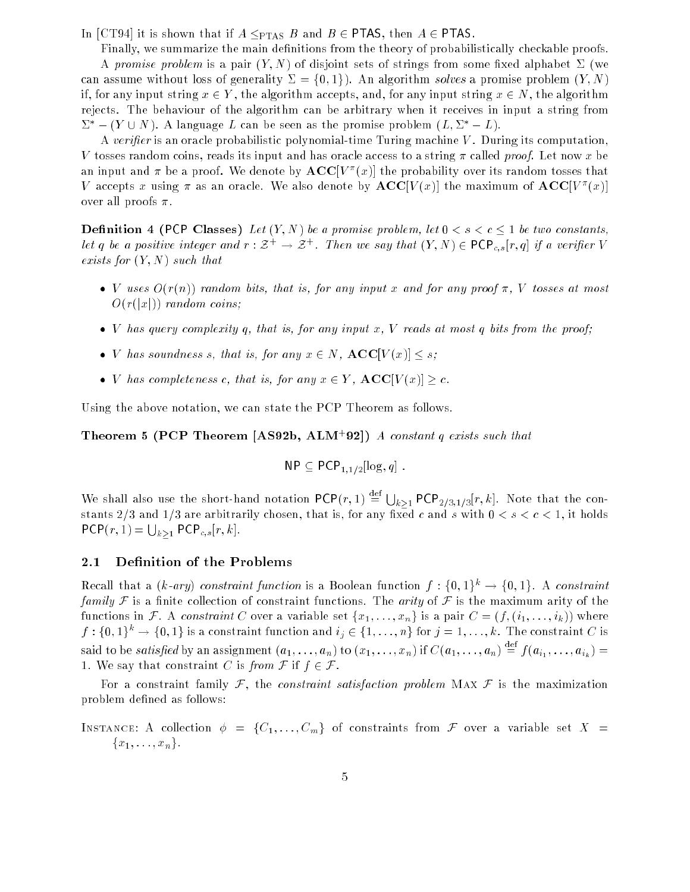In [CT94] it is shown that if $A \leq_{\text{PTAS}} B$ and $B \in \mathsf{PTAS}$, then $A \in \mathsf{PTAS}$.

Finally, we summarize the main definitions from the theory of probabilistically checkable proofs.

A *promise problem* is a pair $(Y, N)$ of disjoint sets of strings from some fixed alphabet $\Sigma$ (we can assume without loss of generality $\Sigma = \{0, 1\}$). An algorithm *solves* a promise problem $(Y, N)$ if, for any input string $x \in Y$, the algorithm accepts, and, for any input string $x \in N$, the algorithm rejects. The behaviour of the algorithm can be arbitrary when it receives in input a string from $\Sigma^* - (Y \cup N)$. A language $L$ can be seen as the promise problem $(L, \Sigma^* - L)$.

A *verifier* is an oracle probabilistic polynomial-time Turing machine $V$. During its computation, $V$ tosses random coins, reads its input and has oracle access to a string $\pi$ called *proof*. Let now $x$ be an input and $\pi$ be a proof. We denote by $\mathbf{ACC}[V^\pi(x)]$ the probability over its random tosses that $V$ accepts $x$ using $\pi$ as an oracle. We also denote by $\mathbf{ACC}[V(x)]$ the maximum of $\mathbf{ACC}[V^\pi(x)]$ over all proofs $\pi$.

**Definition 4 (PCP Classes)** *Let $(Y, N)$ be a promise problem, let $0 < s < c \leq 1$ be two constants, let $q$ be a positive integer and $r : \mathcal{Z}^+ \to \mathcal{Z}^+$. Then we say that $(Y, N) \in \mathsf{PCP}_{c,s}[r, q]$ if a verifier $V$ exists for $(Y, N)$ such that*

- *$V$ uses $O(r(n))$ random bits, that is, for any input $x$ and for any proof $\pi$, $V$ tosses at most $O(r(|x|))$ random coins;*
- *$V$ has query complexity $q$, that is, for any input $x$, $V$ reads at most $q$ bits from the proof;*
- *$V$ has soundness $s$, that is, for any $x \in N$, $\mathbf{ACC}[V(x)] \leq s$;*
- *$V$ has completeness $c$, that is, for any $x \in Y$, $\mathbf{ACC}[V(x)] \geq c$.*

Using the above notation, we can state the PCP Theorem as follows.

**Theorem 5 (PCP Theorem [AS92b, ALM+92])** *A constant $q$ exists such that*

$$\mathsf{NP} \subseteq \mathsf{PCP}_{1,1/2}[\log, q] \ .$$

We shall also use the short-hand notation $\mathsf{PCP}(r, 1) \stackrel{\text{def}}{=} \bigcup_{k \geq 1} \mathsf{PCP}_{2/3,1/3}[r, k]$. Note that the constants $2/3$ and $1/3$ are arbitrarily chosen, that is, for any fixed $c$ and $s$ with $0 < s < c < 1$, it holds $\mathsf{PCP}(r, 1) = \bigcup_{k \geq 1} \mathsf{PCP}_{c,s}[r, k]$.

## 2.1 Definition of the Problems

Recall that a (*$k$-ary*) *constraint function* is a Boolean function $f : \{0, 1\}^k \to \{0, 1\}$. A *constraint family* $\mathcal{F}$ is a finite collection of constraint functions. The *arity* of $\mathcal{F}$ is the maximum arity of the functions in $\mathcal{F}$. A *constraint* $C$ over a variable set $\{x_1, \ldots, x_n\}$ is a pair $C = (f, (i_1, \ldots, i_k))$ where $f : \{0, 1\}^k \to \{0, 1\}$ is a constraint function and $i_j \in \{1, \ldots, n\}$ for $j = 1, \ldots, k$. The constraint $C$ is said to be *satisfied* by an assignment $(a_1, \ldots, a_n)$ to $(x_1, \ldots, x_n)$ if $C(a_1, \ldots, a_n) \stackrel{\text{def}}{=} f(a_{i_1}, \ldots, a_{i_k}) = 1$. We say that constraint $C$ is *from* $\mathcal{F}$ if $f \in \mathcal{F}$.

For a constraint family $\mathcal{F}$, the *constraint satisfaction problem* MAX $\mathcal{F}$ is the maximization problem defined as follows:

INSTANCE: A collection $\phi = \{C_1, \ldots, C_m\}$ of constraints from $\mathcal{F}$ over a variable set $X = \{x_1, \ldots, x_n\}$.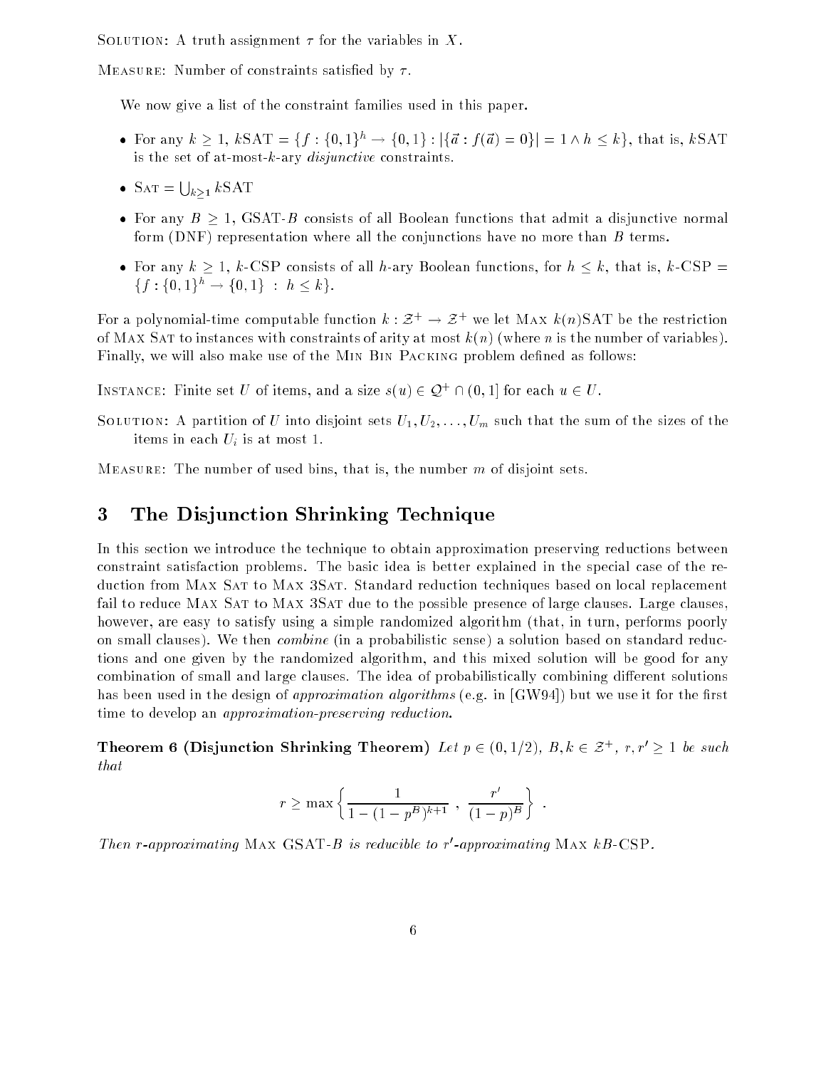Solution: A truth assignment $\tau$ for the variables in $X$.

Measure: Number of constraints satisfied by $\tau$.

We now give a list of the constraint families used in this paper.

- For any $k \geq 1$, $k$SAT $= \{f : \{0,1\}^h \rightarrow \{0,1\} : |\{\vec{a} : f(\vec{a}) = 0\}| = 1 \wedge h \leq k\}$, that is, $k$SAT is the set of at-most-$k$-ary *disjunctive* constraints.
- Sat $= \bigcup_{k \geq 1} k$SAT
- For any $B \geq 1$, GSAT-$B$ consists of all Boolean functions that admit a disjunctive normal form (DNF) representation where all the conjunctions have no more than $B$ terms.
- For any $k \geq 1$, $k$-CSP consists of all $h$-ary Boolean functions, for $h \leq k$, that is, $k$-CSP $= \{f : \{0,1\}^h \rightarrow \{0,1\} \ : \ h \leq k\}$.

For a polynomial-time computable function $k : \mathcal{Z}^+ \rightarrow \mathcal{Z}^+$ we let Max $k(n)$SAT be the restriction of Max Sat to instances with constraints of arity at most $k(n)$ (where $n$ is the number of variables). Finally, we will also make use of the Min Bin Packing problem defined as follows:

Instance: Finite set $U$ of items, and a size $s(u) \in \mathcal{Q}^+ \cap (0,1]$ for each $u \in U$.

Solution: A partition of $U$ into disjoint sets $U_1, U_2, \ldots, U_m$ such that the sum of the sizes of the items in each $U_i$ is at most 1.

Measure: The number of used bins, that is, the number $m$ of disjoint sets.

## 3 The Disjunction Shrinking Technique

In this section we introduce the technique to obtain approximation preserving reductions between constraint satisfaction problems. The basic idea is better explained in the special case of the reduction from Max Sat to Max 3Sat. Standard reduction techniques based on local replacement fail to reduce Max Sat to Max 3Sat due to the possible presence of large clauses. Large clauses, however, are easy to satisfy using a simple randomized algorithm (that, in turn, performs poorly on small clauses). We then *combine* (in a probabilistic sense) a solution based on standard reductions and one given by the randomized algorithm, and this mixed solution will be good for any combination of small and large clauses. The idea of probabilistically combining different solutions has been used in the design of *approximation algorithms* (e.g. in [GW94]) but we use it for the first time to develop an *approximation-preserving reduction*.

**Theorem 6 (Disjunction Shrinking Theorem)** *Let $p \in (0, 1/2)$, $B, k \in \mathcal{Z}^+$, $r, r' \geq 1$ be such that*

$$r \geq \max \left\{ \frac{1}{1 - (1 - p^B)^{k+1}} \ , \ \frac{r'}{(1-p)^B} \right\} \ .$$

*Then $r$-approximating* Max GSAT-$B$ *is reducible to $r'$-approximating* Max $kB$-CSP.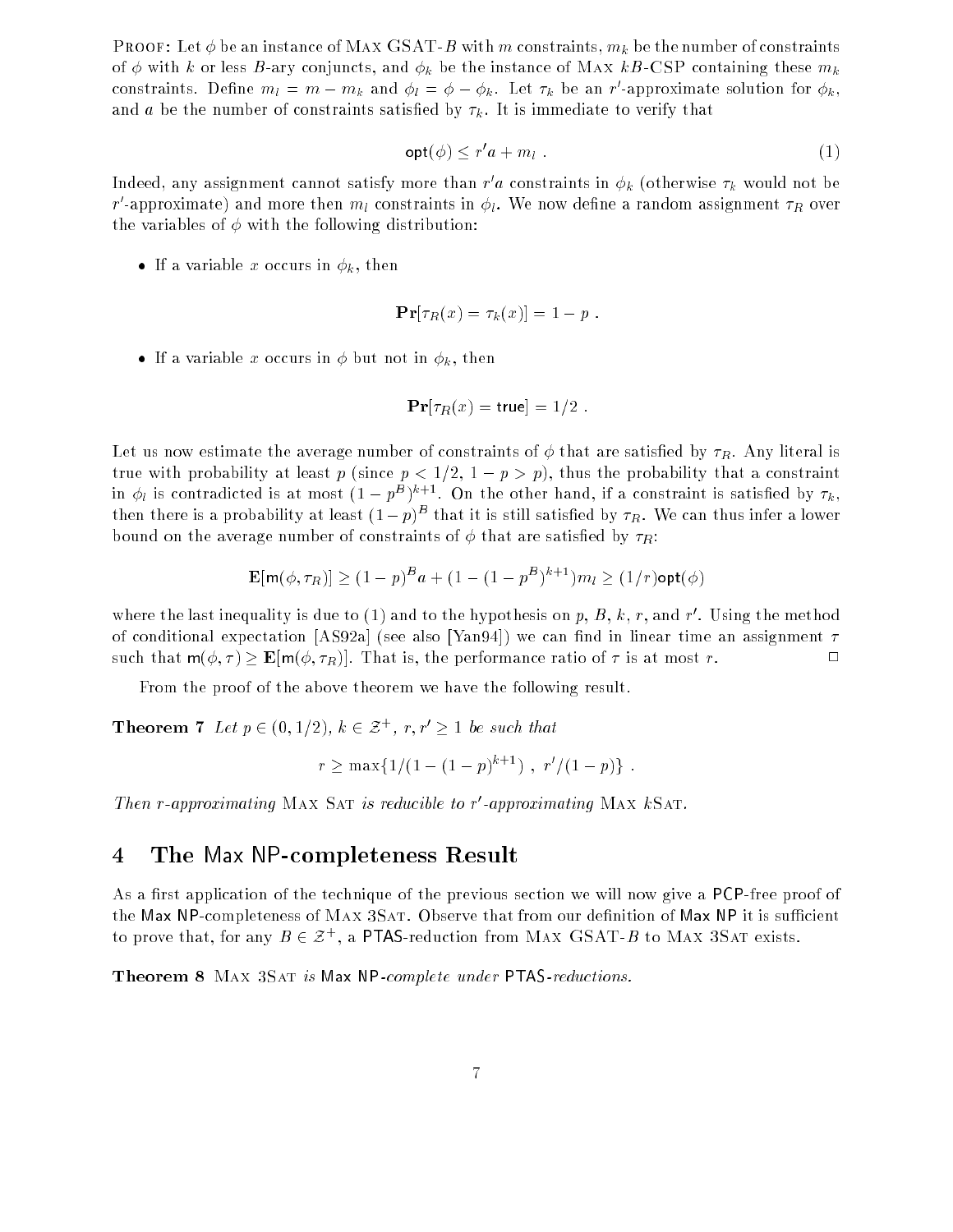PROOF: Let $\phi$ be an instance of MAX GSAT-$B$ with $m$ constraints, $m_k$ be the number of constraints of $\phi$ with $k$ or less $B$-ary conjuncts, and $\phi_k$ be the instance of MAX $kB$-CSP containing these $m_k$ constraints. Define $m_l = m - m_k$ and $\phi_l = \phi - \phi_k$. Let $\tau_k$ be an $r'$-approximate solution for $\phi_k$, and $a$ be the number of constraints satisfied by $\tau_k$. It is immediate to verify that

$$\mathsf{opt}(\phi) \le r'a + m_l \; . \tag{1}$$

Indeed, any assignment cannot satisfy more than $r'a$ constraints in $\phi_k$ (otherwise $\tau_k$ would not be $r'$-approximate) and more then $m_l$ constraints in $\phi_l$. We now define a random assignment $\tau_R$ over the variables of $\phi$ with the following distribution:

- If a variable $x$ occurs in $\phi_k$, then

$$\mathbf{Pr}[\tau_R(x) = \tau_k(x)] = 1 - p \; .$$

- If a variable $x$ occurs in $\phi$ but not in $\phi_k$, then

$$\mathbf{Pr}[\tau_R(x) = \mathsf{true}] = 1/2 \; .$$

Let us now estimate the average number of constraints of $\phi$ that are satisfied by $\tau_R$. Any literal is true with probability at least $p$ (since $p < 1/2$, $1 - p > p$), thus the probability that a constraint in $\phi_l$ is contradicted is at most $(1 - p^B)^{k+1}$. On the other hand, if a constraint is satisfied by $\tau_k$, then there is a probability at least $(1-p)^B$ that it is still satisfied by $\tau_R$. We can thus infer a lower bound on the average number of constraints of $\phi$ that are satisfied by $\tau_R$:

$$\mathbf{E}[\mathsf{m}(\phi, \tau_R)] \ge (1-p)^B a + (1 - (1-p^B)^{k+1}) m_l \ge (1/r)\mathsf{opt}(\phi)$$

where the last inequality is due to (1) and to the hypothesis on $p$, $B$, $k$, $r$, and $r'$. Using the method of conditional expectation [AS92a] (see also [Yan94]) we can find in linear time an assignment $\tau$ such that $\mathsf{m}(\phi, \tau) \ge \mathbf{E}[\mathsf{m}(\phi, \tau_R)]$. That is, the performance ratio of $\tau$ is at most $r$. □

From the proof of the above theorem we have the following result.

**Theorem 7** *Let $p \in (0, 1/2)$, $k \in \mathcal{Z}^+$, $r, r' \ge 1$ be such that*

$$r \ge \max\{1/(1 - (1-p)^{k+1}) \; , \; r'/(1-p)\} \; .$$

*Then $r$-approximating* MAX SAT *is reducible to $r'$-approximating* MAX $k$SAT.

## 4 The Max NP-completeness Result

As a first application of the technique of the previous section we will now give a PCP-free proof of the Max NP-completeness of MAX 3SAT. Observe that from our definition of Max NP it is sufficient to prove that, for any $B \in \mathcal{Z}^+$, a PTAS-reduction from MAX GSAT-$B$ to MAX 3SAT exists.

**Theorem 8** MAX 3SAT *is* Max NP*-complete under* PTAS*-reductions.*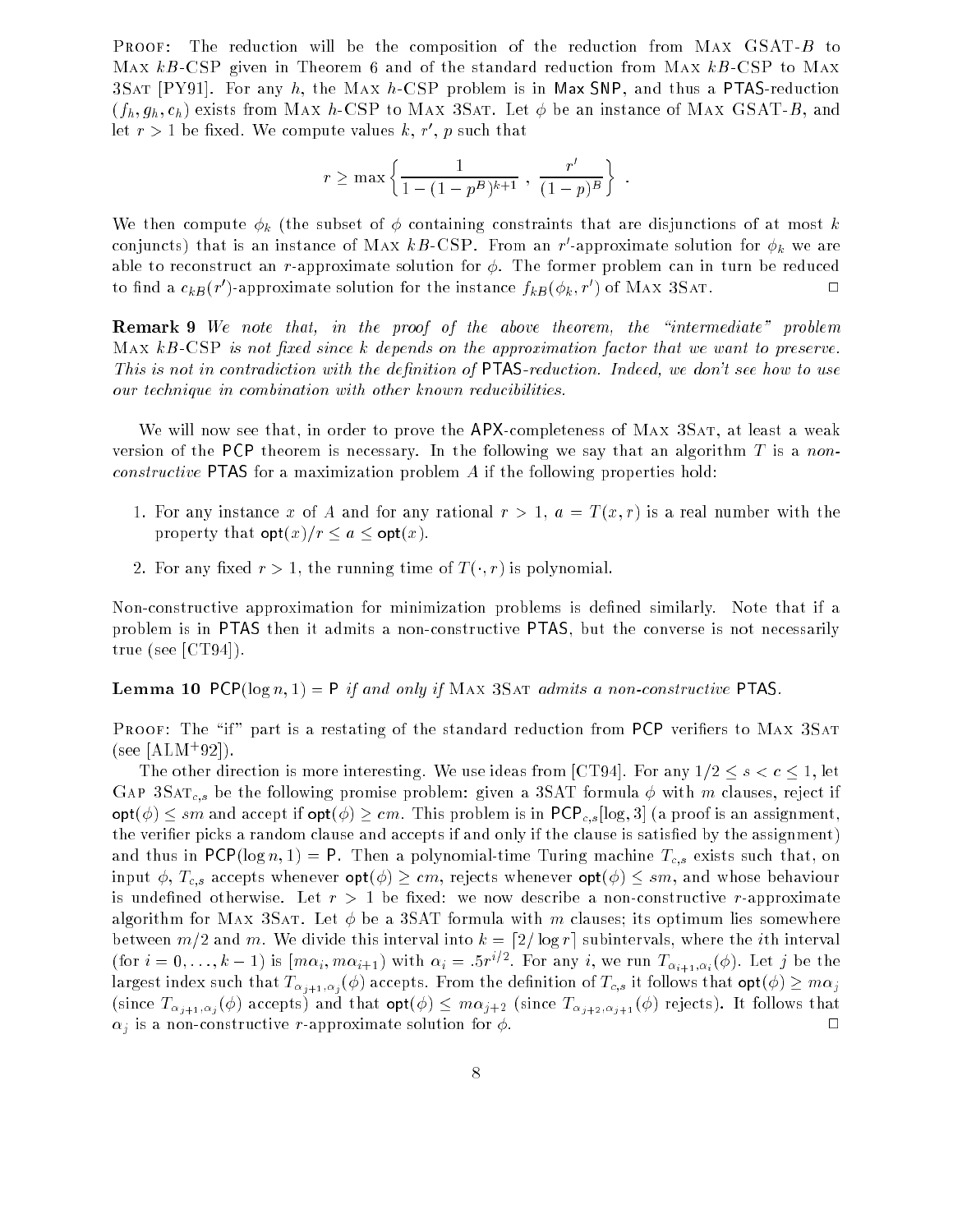PROOF: The reduction will be the composition of the reduction from MAX GSAT-$B$ to MAX $kB$-CSP given in Theorem 6 and of the standard reduction from MAX $kB$-CSP to MAX 3SAT [PY91]. For any $h$, the MAX $h$-CSP problem is in Max SNP, and thus a PTAS-reduction $(f_h, g_h, c_h)$ exists from MAX $h$-CSP to MAX 3SAT. Let $\phi$ be an instance of MAX GSAT-$B$, and let $r > 1$ be fixed. We compute values $k$, $r'$, $p$ such that

$$r \geq \max \left\{ \frac{1}{1-(1-p^B)^{k+1}} , \frac{r'}{(1-p)^B} \right\} .$$

We then compute $\phi_k$ (the subset of $\phi$ containing constraints that are disjunctions of at most $k$ conjuncts) that is an instance of MAX $kB$-CSP. From an $r'$-approximate solution for $\phi_k$ we are able to reconstruct an $r$-approximate solution for $\phi$. The former problem can in turn be reduced to find a $c_{kB}(r')$-approximate solution for the instance $f_{kB}(\phi_k, r')$ of MAX 3SAT. □

**Remark 9** *We note that, in the proof of the above theorem, the "intermediate" problem* MAX $kB$-CSP *is not fixed since $k$ depends on the approximation factor that we want to preserve. This is not in contradiction with the definition of* PTAS*-reduction. Indeed, we don't see how to use our technique in combination with other known reducibilities.*

We will now see that, in order to prove the APX-completeness of MAX 3SAT, at least a weak version of the PCP theorem is necessary. In the following we say that an algorithm $T$ is a *non-constructive* PTAS for a maximization problem $A$ if the following properties hold:

1. For any instance $x$ of $A$ and for any rational $r > 1$, $a = T(x, r)$ is a real number with the property that $\mathsf{opt}(x)/r \leq a \leq \mathsf{opt}(x)$.
2. For any fixed $r > 1$, the running time of $T(\cdot, r)$ is polynomial.

Non-constructive approximation for minimization problems is defined similarly. Note that if a problem is in PTAS then it admits a non-constructive PTAS, but the converse is not necessarily true (see [CT94]).

**Lemma 10** PCP$(\log n, 1)$ = P *if and only if* MAX 3SAT *admits a non-constructive* PTAS.

PROOF: The "if" part is a restating of the standard reduction from PCP verifiers to MAX 3SAT (see [ALM+92]).

The other direction is more interesting. We use ideas from [CT94]. For any $1/2 \leq s < c \leq 1$, let GAP 3SAT$_{c,s}$ be the following promise problem: given a 3SAT formula $\phi$ with $m$ clauses, reject if $\mathsf{opt}(\phi) \leq sm$ and accept if $\mathsf{opt}(\phi) \geq cm$. This problem is in PCP$_{c,s}[\log, 3]$ (a proof is an assignment, the verifier picks a random clause and accepts if and only if the clause is satisfied by the assignment) and thus in PCP$(\log n, 1)$ = P. Then a polynomial-time Turing machine $T_{c,s}$ exists such that, on input $\phi$, $T_{c,s}$ accepts whenever $\mathsf{opt}(\phi) \geq cm$, rejects whenever $\mathsf{opt}(\phi) \leq sm$, and whose behaviour is undefined otherwise. Let $r > 1$ be fixed: we now describe a non-constructive $r$-approximate algorithm for MAX 3SAT. Let $\phi$ be a 3SAT formula with $m$ clauses; its optimum lies somewhere between $m/2$ and $m$. We divide this interval into $k = \lceil 2/\log r \rceil$ subintervals, where the $i$th interval (for $i = 0, \ldots, k-1$) is $[m\alpha_i, m\alpha_{i+1})$ with $\alpha_i = .5r^{i/2}$. For any $i$, we run $T_{\alpha_{i+1},\alpha_i}(\phi)$. Let $j$ be the largest index such that $T_{\alpha_{j+1},\alpha_j}(\phi)$ accepts. From the definition of $T_{c,s}$ it follows that $\mathsf{opt}(\phi) \geq m\alpha_j$ (since $T_{\alpha_{j+1},\alpha_j}(\phi)$ accepts) and that $\mathsf{opt}(\phi) \leq m\alpha_{j+2}$ (since $T_{\alpha_{j+2},\alpha_{j+1}}(\phi)$ rejects). It follows that $\alpha_j$ is a non-constructive $r$-approximate solution for $\phi$. □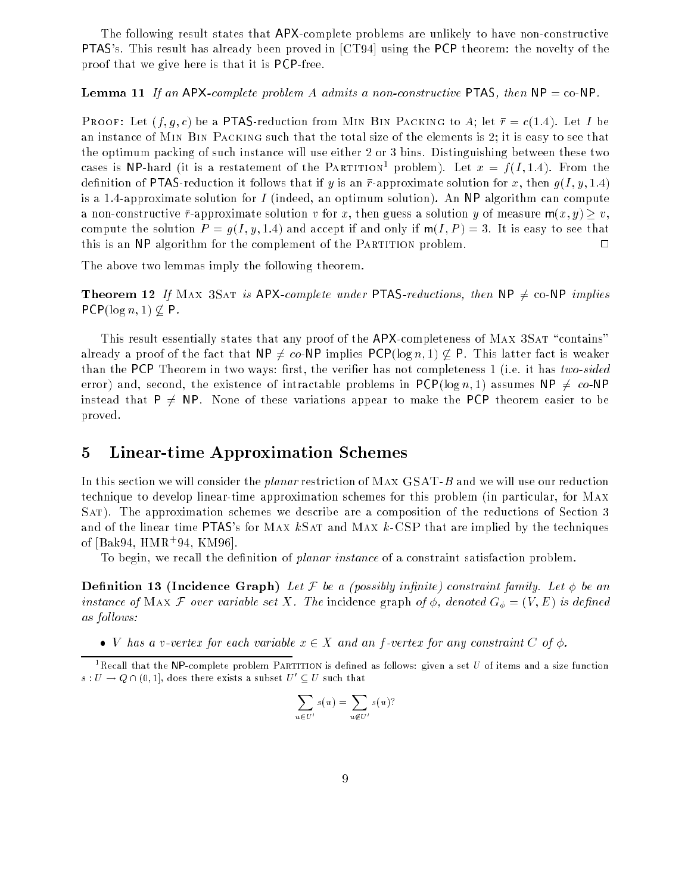The following result states that APX-complete problems are unlikely to have non-constructive PTAS's. This result has already been proved in [CT94] using the PCP theorem: the novelty of the proof that we give here is that it is PCP-free.

**Lemma 11** *If an* APX*-complete problem* $A$ *admits a non-constructive* PTAS*, then* NP = co-NP*.*

Proof: Let $(f, g, c)$ be a PTAS-reduction from Min Bin Packing to $A$; let $\bar{r} = c(1.4)$. Let $I$ be an instance of Min Bin Packing such that the total size of the elements is 2; it is easy to see that the optimum packing of such instance will use either 2 or 3 bins. Distinguishing between these two cases is NP-hard (it is a restatement of the Partition[1] problem). Let $x = f(I, 1.4)$. From the definition of PTAS-reduction it follows that if $y$ is an $\bar{r}$-approximate solution for $x$, then $g(I, y, 1.4)$ is a 1.4-approximate solution for $I$ (indeed, an optimum solution). An NP algorithm can compute a non-constructive $\bar{r}$-approximate solution $v$ for $x$, then guess a solution $y$ of measure $\mathsf{m}(x, y) \geq v$, compute the solution $P = g(I, y, 1.4)$ and accept if and only if $\mathsf{m}(I, P) = 3$. It is easy to see that this is an NP algorithm for the complement of the Partition problem. □

The above two lemmas imply the following theorem.

**Theorem 12** *If* Max 3Sat *is* APX*-complete under* PTAS*-reductions, then* NP $\neq$ co-NP *implies* $\mathsf{PCP}(\log n, 1) \not\subseteq \mathsf{P}$*.*

This result essentially states that any proof of the APX-completeness of Max 3Sat "contains" already a proof of the fact that NP $\neq$ *co*-NP implies $\mathsf{PCP}(\log n, 1) \not\subseteq \mathsf{P}$. This latter fact is weaker than the PCP Theorem in two ways: first, the verifier has not completeness 1 (i.e. it has *two-sided* error) and, second, the existence of intractable problems in $\mathsf{PCP}(\log n, 1)$ assumes NP $\neq$ *co*-NP instead that P $\neq$ NP. None of these variations appear to make the PCP theorem easier to be proved.

## 5 Linear-time Approximation Schemes

In this section we will consider the *planar* restriction of Max GSAT-$B$ and we will use our reduction technique to develop linear-time approximation schemes for this problem (in particular, for Max Sat). The approximation schemes we describe are a composition of the reductions of Section 3 and of the linear time PTAS's for Max $k$Sat and Max $k$-CSP that are implied by the techniques of [Bak94, HMR+94, KM96].

To begin, we recall the definition of *planar instance* of a constraint satisfaction problem.

**Definition 13 (Incidence Graph)** *Let $\mathcal{F}$ be a (possibly infinite) constraint family. Let $\phi$ be an instance of* Max $\mathcal{F}$ *over variable set $X$. The* incidence graph *of $\phi$, denoted $G_\phi = (V, E)$ is defined as follows:*

- *$V$ has a v-vertex for each variable $x \in X$ and an f-vertex for any constraint $C$ of $\phi$.*

[1] Recall that the NP-complete problem Partition is defined as follows: given a set $U$ of items and a size function $s : U \to Q \cap (0, 1]$, does there exists a subset $U' \subseteq U$ such that

$$\sum_{u \in U'} s(u) = \sum_{u \notin U'} s(u)?$$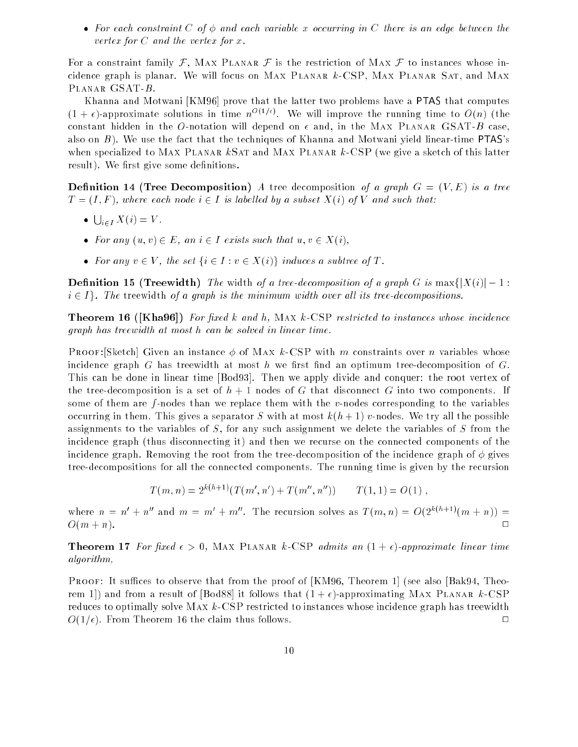- For each constraint $C$ of $\phi$ and each variable $x$ occurring in $C$ there is an edge between the vertex for $C$ and the vertex for $x$.

For a constraint family $\mathcal{F}$, Max Planar $\mathcal{F}$ is the restriction of Max $\mathcal{F}$ to instances whose incidence graph is planar. We will focus on Max Planar $k$-CSP, Max Planar Sat, and Max Planar GSAT-$B$.

Khanna and Motwani [KM96] prove that the latter two problems have a PTAS that computes $(1+\epsilon)$-approximate solutions in time $n^{O(1/\epsilon)}$. We will improve the running time to $O(n)$ (the constant hidden in the $O$-notation will depend on $\epsilon$ and, in the Max Planar GSAT-$B$ case, also on $B$). We use the fact that the techniques of Khanna and Motwani yield linear-time PTAS's when specialized to Max Planar $k$Sat and Max Planar $k$-CSP (we give a sketch of this latter result). We first give some definitions.

**Definition 14 (Tree Decomposition)** *A* tree decomposition *of a graph $G = (V,E)$ is a tree $T = (I,F)$, where each node $i \in I$ is labelled by a subset $X(i)$ of $V$ and such that:*

- $\bigcup_{i \in I} X(i) = V$.
- *For any $(u,v) \in E$, an $i \in I$ exists such that $u, v \in X(i)$,*
- *For any $v \in V$, the set $\{i \in I : v \in X(i)\}$ induces a subtree of $T$.*

**Definition 15 (Treewidth)** *The* width *of a tree-decomposition of a graph $G$ is $\max\{|X(i)| - 1 : i \in I\}$. The* treewidth *of a graph is the minimum width over all its tree-decompositions.*

**Theorem 16 ([Kha96])** *For fixed $k$ and $h$, Max $k$-CSP restricted to instances whose incidence graph has treewidth at most $h$ can be solved in linear time.*

Proof:[Sketch] Given an instance $\phi$ of Max $k$-CSP with $m$ constraints over $n$ variables whose incidence graph $G$ has treewidth at most $h$ we first find an optimum tree-decomposition of $G$. This can be done in linear time [Bod93]. Then we apply divide and conquer: the root vertex of the tree-decomposition is a set of $h+1$ nodes of $G$ that disconnect $G$ into two components. If some of them are $f$-nodes than we replace them with the $v$-nodes corresponding to the variables occurring in them. This gives a separator $S$ with at most $k(h+1)$ $v$-nodes. We try all the possible assignments to the variables of $S$, for any such assignment we delete the variables of $S$ from the incidence graph (thus disconnecting it) and then we recurse on the connected components of the incidence graph. Removing the root from the tree-decomposition of the incidence graph of $\phi$ gives tree-decompositions for all the connected components. The running time is given by the recursion

$$T(m,n) = 2^{k(h+1)}(T(m',n') + T(m'',n'')) \qquad T(1,1) = O(1)\ ,$$

where $n = n' + n''$ and $m = m' + m''$. The recursion solves as $T(m,n) = O(2^{k(h+1)}(m+n)) = O(m+n)$. $\Box$

**Theorem 17** *For fixed $\epsilon > 0$, Max Planar $k$-CSP admits an $(1+\epsilon)$-approximate linear time algorithm,*

Proof: It suffices to observe that from the proof of [KM96, Theorem 1] (see also [Bak94, Theorem 1]) and from a result of [Bod88] it follows that $(1+\epsilon)$-approximating Max Planar $k$-CSP reduces to optimally solve Max $k$-CSP restricted to instances whose incidence graph has treewidth $O(1/\epsilon)$. From Theorem 16 the claim thus follows. $\Box$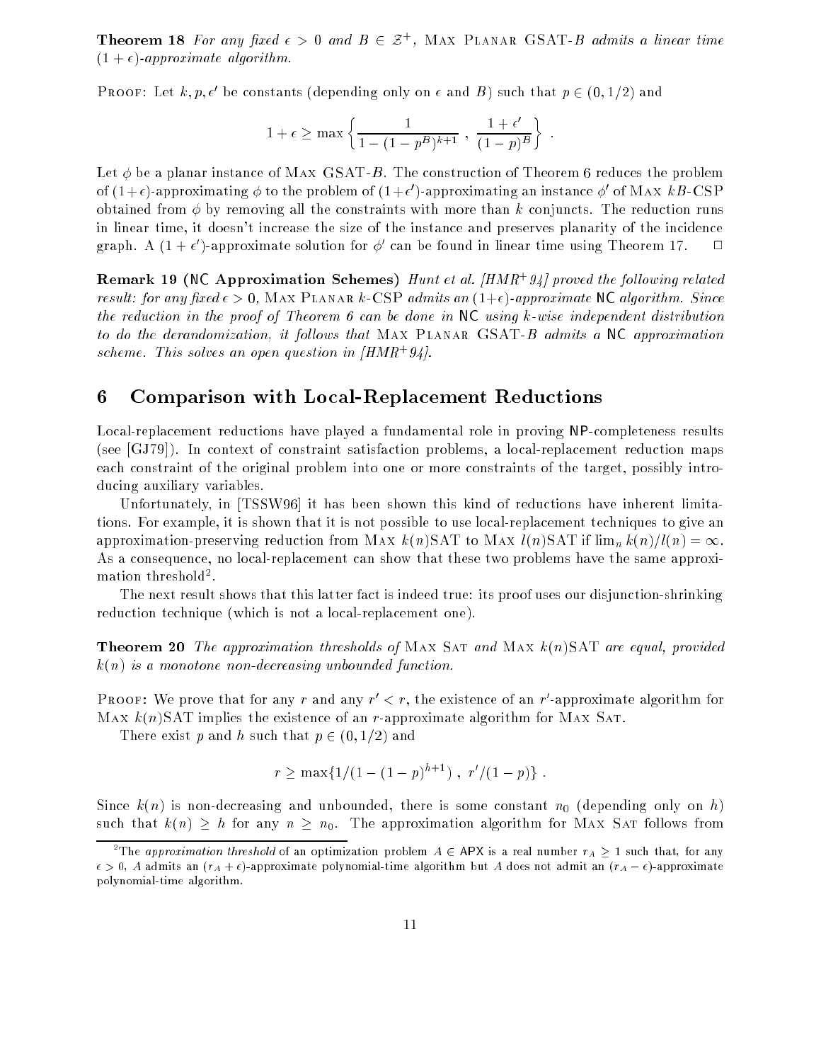**Theorem 18** *For any fixed $\epsilon > 0$ and $B \in \mathcal{Z}^+$,* Max Planar GSAT-$B$ *admits a linear time $(1+\epsilon)$-approximate algorithm.*

Proof: Let $k, p, \epsilon'$ be constants (depending only on $\epsilon$ and $B$) such that $p \in (0, 1/2)$ and

$$1 + \epsilon \geq \max\left\{ \frac{1}{1 - (1 - p^B)^{k+1}} \; , \; \frac{1+\epsilon'}{(1-p)^B} \right\} \; .$$

Let $\phi$ be a planar instance of Max GSAT-$B$. The construction of Theorem 6 reduces the problem of $(1+\epsilon)$-approximating $\phi$ to the problem of $(1+\epsilon')$-approximating an instance $\phi'$ of Max $kB$-CSP obtained from $\phi$ by removing all the constraints with more than $k$ conjuncts. The reduction runs in linear time, it doesn't increase the size of the instance and preserves planarity of the incidence graph. A $(1+\epsilon')$-approximate solution for $\phi'$ can be found in linear time using Theorem 17. $\Box$

**Remark 19 (NC Approximation Schemes)** *Hunt et al. [HMR+94] proved the following related result: for any fixed $\epsilon > 0$,* Max Planar $k$-CSP *admits an $(1+\epsilon)$-approximate* NC *algorithm. Since the reduction in the proof of Theorem 6 can be done in* NC *using $k$-wise independent distribution to do the derandomization, it follows that* Max Planar GSAT-$B$ *admits a* NC *approximation scheme. This solves an open question in [HMR+94].*

## 6 Comparison with Local-Replacement Reductions

Local-replacement reductions have played a fundamental role in proving NP-completeness results (see [GJ79]). In context of constraint satisfaction problems, a local-replacement reduction maps each constraint of the original problem into one or more constraints of the target, possibly introducing auxiliary variables.

Unfortunately, in [TSSW96] it has been shown this kind of reductions have inherent limitations. For example, it is shown that it is not possible to use local-replacement techniques to give an approximation-preserving reduction from Max $k(n)$SAT to Max $l(n)$SAT if $\lim_n k(n)/l(n) = \infty$. As a consequence, no local-replacement can show that these two problems have the same approximation threshold[2].

The next result shows that this latter fact is indeed true: its proof uses our disjunction-shrinking reduction technique (which is not a local-replacement one).

**Theorem 20** *The approximation thresholds of* Max Sat *and* Max $k(n)$SAT *are equal, provided $k(n)$ is a monotone non-decreasing unbounded function.*

Proof: We prove that for any $r$ and any $r' < r$, the existence of an $r'$-approximate algorithm for Max $k(n)$SAT implies the existence of an $r$-approximate algorithm for Max Sat.

There exist $p$ and $h$ such that $p \in (0, 1/2)$ and

$$r \geq \max\{1/(1-(1-p)^{h+1}) \; , \; r'/(1-p)\} \; .$$

Since $k(n)$ is non-decreasing and unbounded, there is some constant $n_0$ (depending only on $h$) such that $k(n) \geq h$ for any $n \geq n_0$. The approximation algorithm for Max Sat follows from

[2] The *approximation threshold* of an optimization problem $A \in$ APX is a real number $r_A \geq 1$ such that, for any $\epsilon > 0$, $A$ admits an $(r_A + \epsilon)$-approximate polynomial-time algorithm but $A$ does not admit an $(r_A - \epsilon)$-approximate polynomial-time algorithm.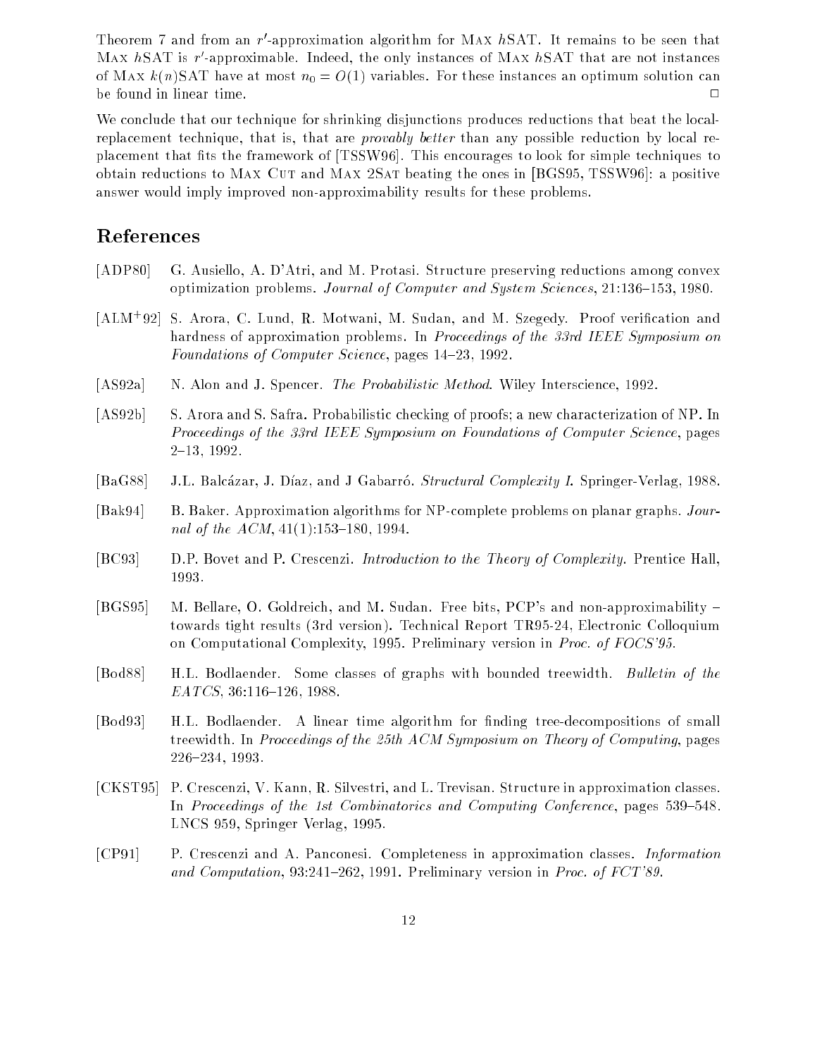Theorem 7 and from an $r'$-approximation algorithm for Max $h$SAT. It remains to be seen that Max $h$SAT is $r'$-approximable. Indeed, the only instances of Max $h$SAT that are not instances of Max $k(n)$SAT have at most $n_0 = O(1)$ variables. For these instances an optimum solution can be found in linear time. □

We conclude that our technique for shrinking disjunctions produces reductions that beat the local-replacement technique, that is, that are *provably better* than any possible reduction by local replacement that fits the framework of [TSSW96]. This encourages to look for simple techniques to obtain reductions to Max Cut and Max 2Sat beating the ones in [BGS95, TSSW96]: a positive answer would imply improved non-approximability results for these problems.

## References

[ADP80] G. Ausiello, A. D'Atri, and M. Protasi. Structure preserving reductions among convex optimization problems. *Journal of Computer and System Sciences*, 21:136–153, 1980.

[ALM+92] S. Arora, C. Lund, R. Motwani, M. Sudan, and M. Szegedy. Proof verification and hardness of approximation problems. In *Proceedings of the 33rd IEEE Symposium on Foundations of Computer Science*, pages 14–23, 1992.

[AS92a] N. Alon and J. Spencer. *The Probabilistic Method*. Wiley Interscience, 1992.

[AS92b] S. Arora and S. Safra. Probabilistic checking of proofs; a new characterization of NP. In *Proceedings of the 33rd IEEE Symposium on Foundations of Computer Science*, pages 2–13, 1992.

[BaG88] J.L. Balcázar, J. Díaz, and J Gabarró. *Structural Complexity I*. Springer-Verlag, 1988.

[Bak94] B. Baker. Approximation algorithms for NP-complete problems on planar graphs. *Journal of the ACM*, 41(1):153–180, 1994.

[BC93] D.P. Bovet and P. Crescenzi. *Introduction to the Theory of Complexity*. Prentice Hall, 1993.

[BGS95] M. Bellare, O. Goldreich, and M. Sudan. Free bits, PCP's and non-approximability – towards tight results (3rd version). Technical Report TR95-24, Electronic Colloquium on Computational Complexity, 1995. Preliminary version in *Proc. of FOCS'95*.

[Bod88] H.L. Bodlaender. Some classes of graphs with bounded treewidth. *Bulletin of the EATCS*, 36:116–126, 1988.

[Bod93] H.L. Bodlaender. A linear time algorithm for finding tree-decompositions of small treewidth. In *Proceedings of the 25th ACM Symposium on Theory of Computing*, pages 226–234, 1993.

[CKST95] P. Crescenzi, V. Kann, R. Silvestri, and L. Trevisan. Structure in approximation classes. In *Proceedings of the 1st Combinatorics and Computing Conference*, pages 539–548. LNCS 959, Springer Verlag, 1995.

[CP91] P. Crescenzi and A. Panconesi. Completeness in approximation classes. *Information and Computation*, 93:241–262, 1991. Preliminary version in *Proc. of FCT'89*.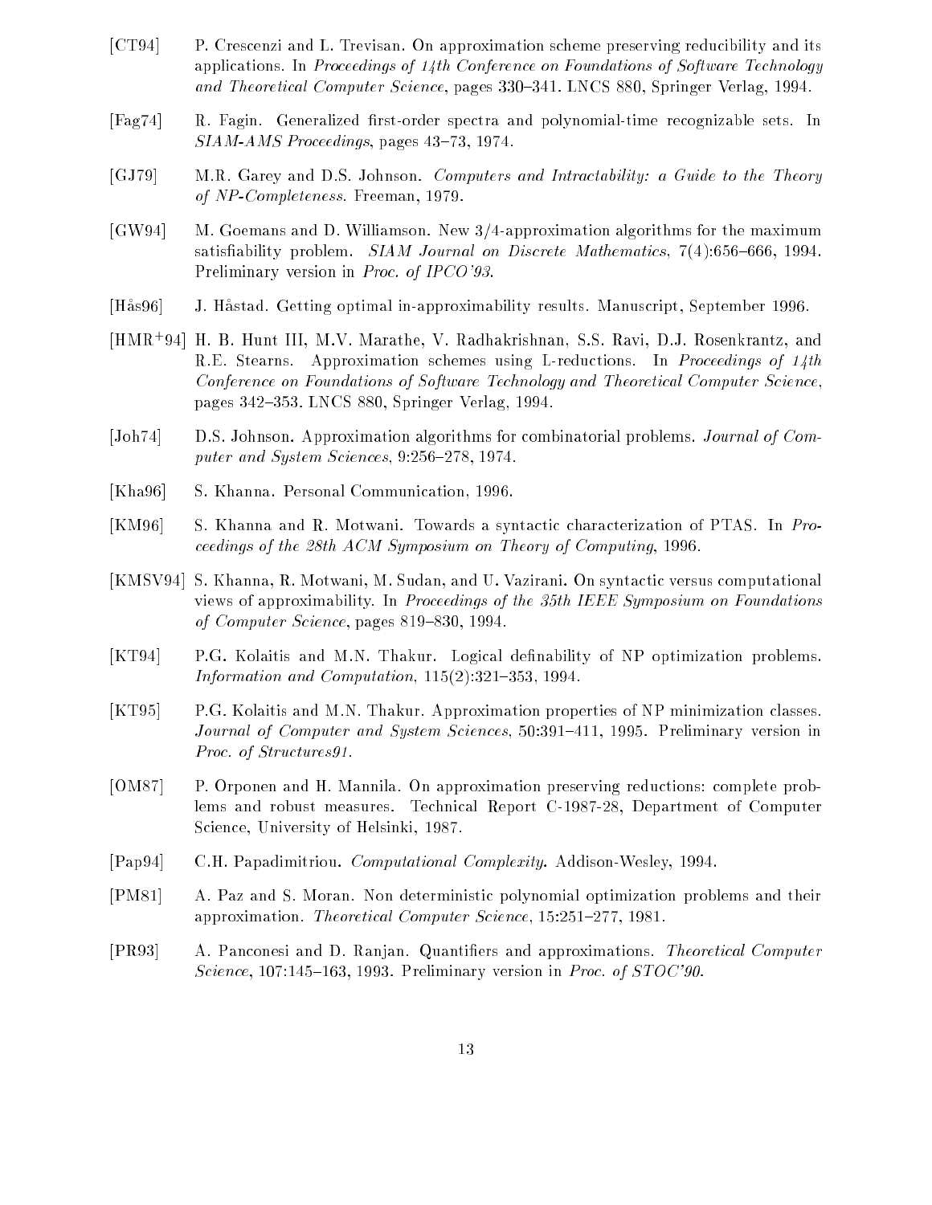[CT94] P. Crescenzi and L. Trevisan. On approximation scheme preserving reducibility and its applications. In *Proceedings of 14th Conference on Foundations of Software Technology and Theoretical Computer Science*, pages 330–341. LNCS 880, Springer Verlag, 1994.

[Fag74] R. Fagin. Generalized first-order spectra and polynomial-time recognizable sets. In *SIAM-AMS Proceedings*, pages 43–73, 1974.

[GJ79] M.R. Garey and D.S. Johnson. *Computers and Intractability: a Guide to the Theory of NP-Completeness*. Freeman, 1979.

[GW94] M. Goemans and D. Williamson. New 3/4-approximation algorithms for the maximum satisfiability problem. *SIAM Journal on Discrete Mathematics*, 7(4):656–666, 1994. Preliminary version in *Proc. of IPCO'93*.

[Hås96] J. Håstad. Getting optimal in-approximability results. Manuscript, September 1996.

[HMR+94] H. B. Hunt III, M.V. Marathe, V. Radhakrishnan, S.S. Ravi, D.J. Rosenkrantz, and R.E. Stearns. Approximation schemes using L-reductions. In *Proceedings of 14th Conference on Foundations of Software Technology and Theoretical Computer Science*, pages 342–353. LNCS 880, Springer Verlag, 1994.

[Joh74] D.S. Johnson. Approximation algorithms for combinatorial problems. *Journal of Computer and System Sciences*, 9:256–278, 1974.

[Kha96] S. Khanna. Personal Communication, 1996.

[KM96] S. Khanna and R. Motwani. Towards a syntactic characterization of PTAS. In *Proceedings of the 28th ACM Symposium on Theory of Computing*, 1996.

[KMSV94] S. Khanna, R. Motwani, M. Sudan, and U. Vazirani. On syntactic versus computational views of approximability. In *Proceedings of the 35th IEEE Symposium on Foundations of Computer Science*, pages 819–830, 1994.

[KT94] P.G. Kolaitis and M.N. Thakur. Logical definability of NP optimization problems. *Information and Computation*, 115(2):321–353, 1994.

[KT95] P.G. Kolaitis and M.N. Thakur. Approximation properties of NP minimization classes. *Journal of Computer and System Sciences*, 50:391–411, 1995. Preliminary version in *Proc. of Structures91*.

[OM87] P. Orponen and H. Mannila. On approximation preserving reductions: complete problems and robust measures. Technical Report C-1987-28, Department of Computer Science, University of Helsinki, 1987.

[Pap94] C.H. Papadimitriou. *Computational Complexity*. Addison-Wesley, 1994.

[PM81] A. Paz and S. Moran. Non deterministic polynomial optimization problems and their approximation. *Theoretical Computer Science*, 15:251–277, 1981.

[PR93] A. Panconesi and D. Ranjan. Quantifiers and approximations. *Theoretical Computer Science*, 107:145–163, 1993. Preliminary version in *Proc. of STOC'90*.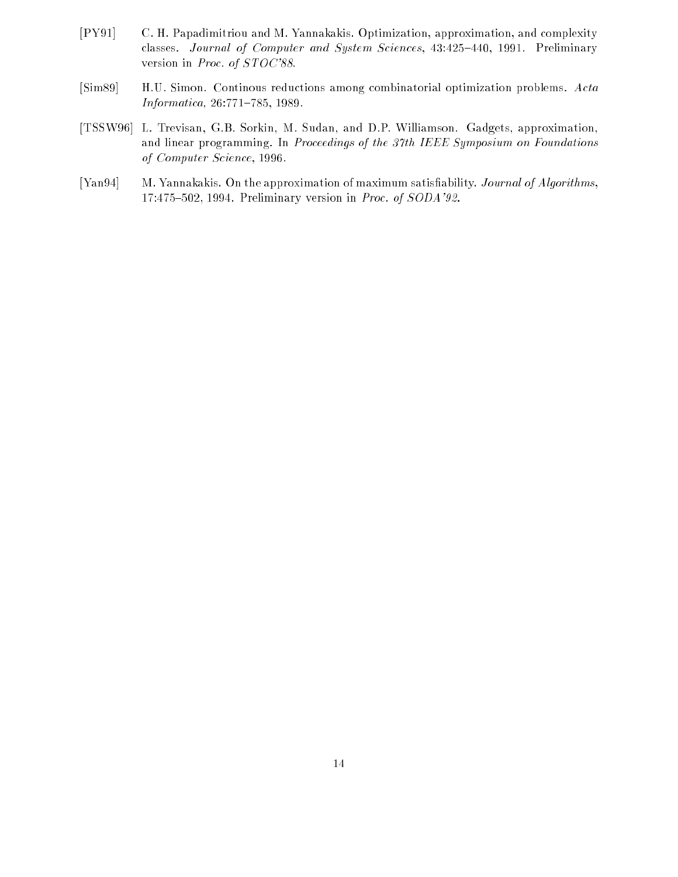[PY91] C. H. Papadimitriou and M. Yannakakis. Optimization, approximation, and complexity classes. *Journal of Computer and System Sciences*, 43:425–440, 1991. Preliminary version in *Proc. of STOC'88*.

[Sim89] H.U. Simon. Continous reductions among combinatorial optimization problems. *Acta Informatica*, 26:771–785, 1989.

[TSSW96] L. Trevisan, G.B. Sorkin, M. Sudan, and D.P. Williamson. Gadgets, approximation, and linear programming. In *Proceedings of the 37th IEEE Symposium on Foundations of Computer Science*, 1996.

[Yan94] M. Yannakakis. On the approximation of maximum satisfiability. *Journal of Algorithms*, 17:475–502, 1994. Preliminary version in *Proc. of SODA'92*.